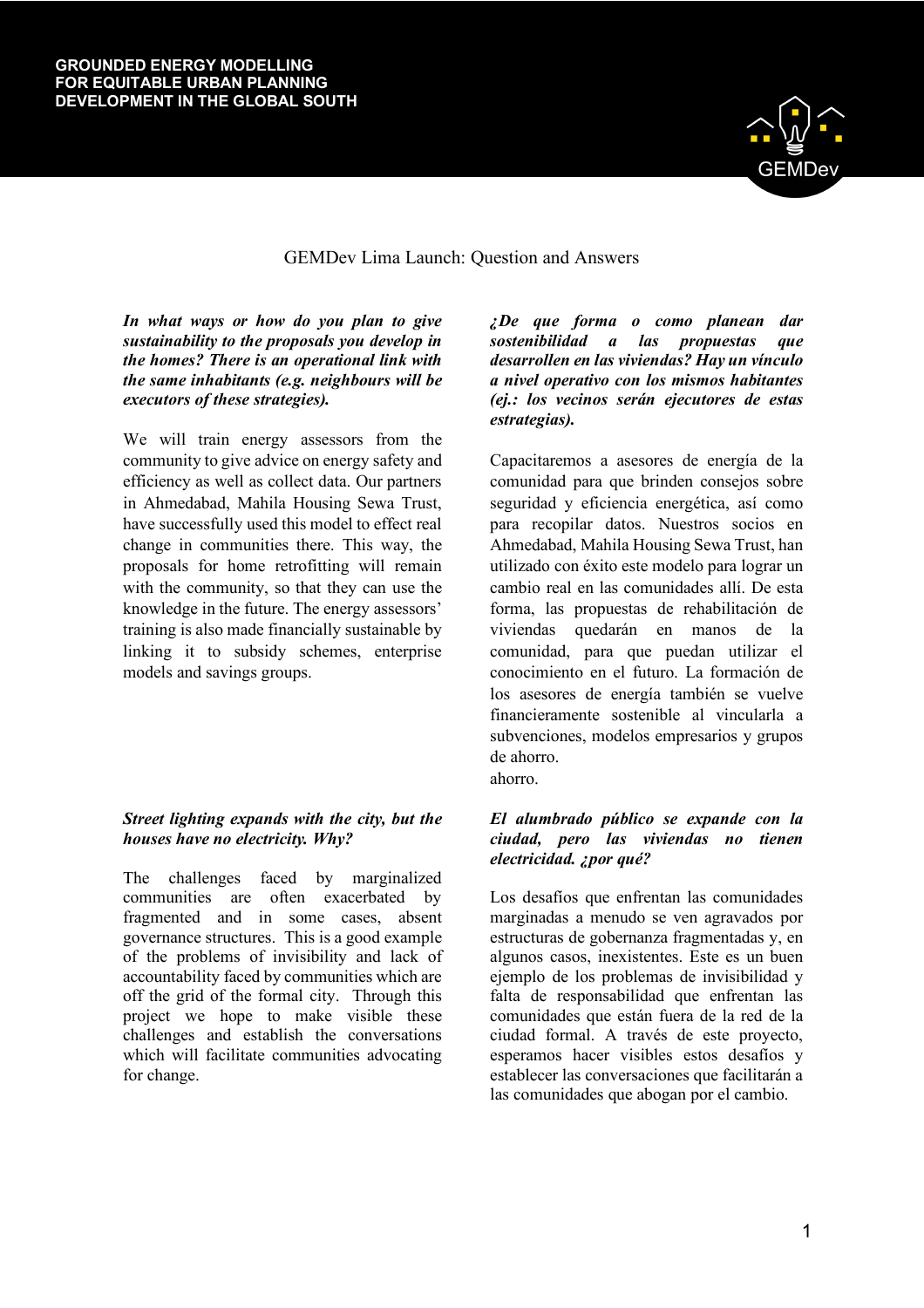GROUNDED ENERGY MODELLING FOR EQUITABLE URBAN PLANNING DEVELOPMENT IN THE GLOBAL SOUTH

# GEMDev Lima Launch: Question and Answers

***In what ways or how do you plan to give sustainability to the proposals you develop in the homes? There is an operational link with the same inhabitants (e.g. neighbours will be executors of these strategies).***

We will train energy assessors from the community to give advice on energy safety and efficiency as well as collect data. Our partners in Ahmedabad, Mahila Housing Sewa Trust, have successfully used this model to effect real change in communities there. This way, the proposals for home retrofitting will remain with the community, so that they can use the knowledge in the future. The energy assessors' training is also made financially sustainable by linking it to subsidy schemes, enterprise models and savings groups.

***¿De que forma o como planean dar sostenibilidad a las propuestas que desarrollen en las viviendas? Hay un vínculo a nivel operativo con los mismos habitantes (ej.: los vecinos serán ejecutores de estas estrategias).***

Capacitaremos a asesores de energía de la comunidad para que brinden consejos sobre seguridad y eficiencia energética, así como para recopilar datos. Nuestros socios en Ahmedabad, Mahila Housing Sewa Trust, han utilizado con éxito este modelo para lograr un cambio real en las comunidades allí. De esta forma, las propuestas de rehabilitación de viviendas quedarán en manos de la comunidad, para que puedan utilizar el conocimiento en el futuro. La formación de los asesores de energía también se vuelve financieramente sostenible al vincularla a subvenciones, modelos empresarios y grupos de ahorro.
ahorro.

***Street lighting expands with the city, but the houses have no electricity. Why?***

The challenges faced by marginalized communities are often exacerbated by fragmented and in some cases, absent governance structures. This is a good example of the problems of invisibility and lack of accountability faced by communities which are off the grid of the formal city. Through this project we hope to make visible these challenges and establish the conversations which will facilitate communities advocating for change.

***El alumbrado público se expande con la ciudad, pero las viviendas no tienen electricidad. ¿por qué?***

Los desafíos que enfrentan las comunidades marginadas a menudo se ven agravados por estructuras de gobernanza fragmentadas y, en algunos casos, inexistentes. Este es un buen ejemplo de los problemas de invisibilidad y falta de responsabilidad que enfrentan las comunidades que están fuera de la red de la ciudad formal. A través de este proyecto, esperamos hacer visibles estos desafíos y establecer las conversaciones que facilitarán a las comunidades que abogan por el cambio.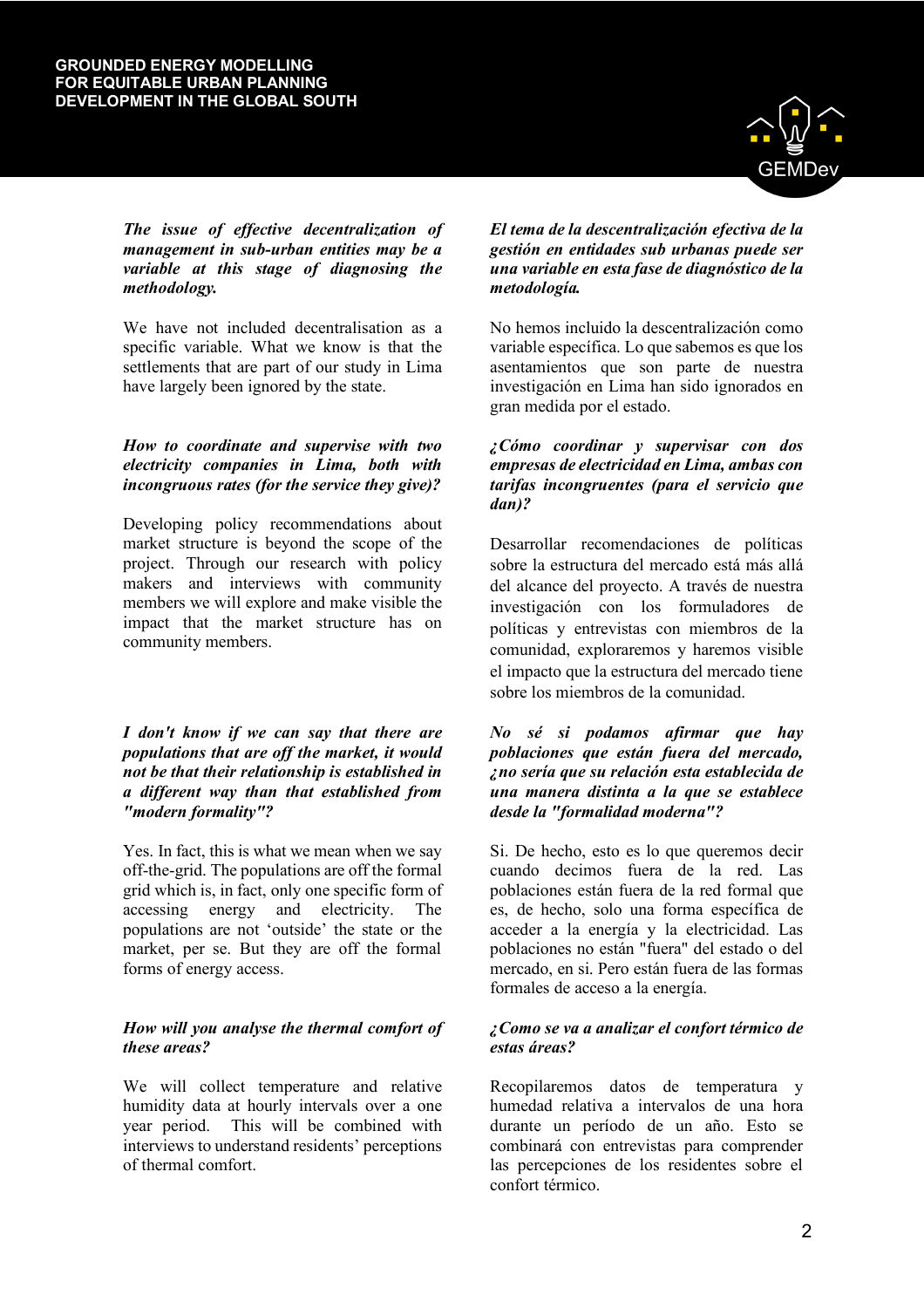***The issue of effective decentralization of management in sub-urban entities may be a variable at this stage of diagnosing the methodology.***

We have not included decentralisation as a specific variable. What we know is that the settlements that are part of our study in Lima have largely been ignored by the state.

***How to coordinate and supervise with two electricity companies in Lima, both with incongruous rates (for the service they give)?***

Developing policy recommendations about market structure is beyond the scope of the project. Through our research with policy makers and interviews with community members we will explore and make visible the impact that the market structure has on community members.

***I don't know if we can say that there are populations that are off the market, it would not be that their relationship is established in a different way than that established from "modern formality"?***

Yes. In fact, this is what we mean when we say off-the-grid. The populations are off the formal grid which is, in fact, only one specific form of accessing energy and electricity. The populations are not 'outside' the state or the market, per se. But they are off the formal forms of energy access.

***How will you analyse the thermal comfort of these areas?***

We will collect temperature and relative humidity data at hourly intervals over a one year period. This will be combined with interviews to understand residents' perceptions of thermal comfort.

***El tema de la descentralización efectiva de la gestión en entidades sub urbanas puede ser una variable en esta fase de diagnóstico de la metodología.***

No hemos incluido la descentralización como variable específica. Lo que sabemos es que los asentamientos que son parte de nuestra investigación en Lima han sido ignorados en gran medida por el estado.

***¿Cómo coordinar y supervisar con dos empresas de electricidad en Lima, ambas con tarifas incongruentes (para el servicio que dan)?***

Desarrollar recomendaciones de políticas sobre la estructura del mercado está más allá del alcance del proyecto. A través de nuestra investigación con los formuladores de políticas y entrevistas con miembros de la comunidad, exploraremos y haremos visible el impacto que la estructura del mercado tiene sobre los miembros de la comunidad.

***No sé si podamos afirmar que hay poblaciones que están fuera del mercado, ¿no sería que su relación esta establecida de una manera distinta a la que se establece desde la "formalidad moderna"?***

Si. De hecho, esto es lo que queremos decir cuando decimos fuera de la red. Las poblaciones están fuera de la red formal que es, de hecho, solo una forma específica de acceder a la energía y la electricidad. Las poblaciones no están "fuera" del estado o del mercado, en si. Pero están fuera de las formas formales de acceso a la energía.

***¿Como se va a analizar el confort térmico de estas áreas?***

Recopilaremos datos de temperatura y humedad relativa a intervalos de una hora durante un período de un año. Esto se combinará con entrevistas para comprender las percepciones de los residentes sobre el confort térmico.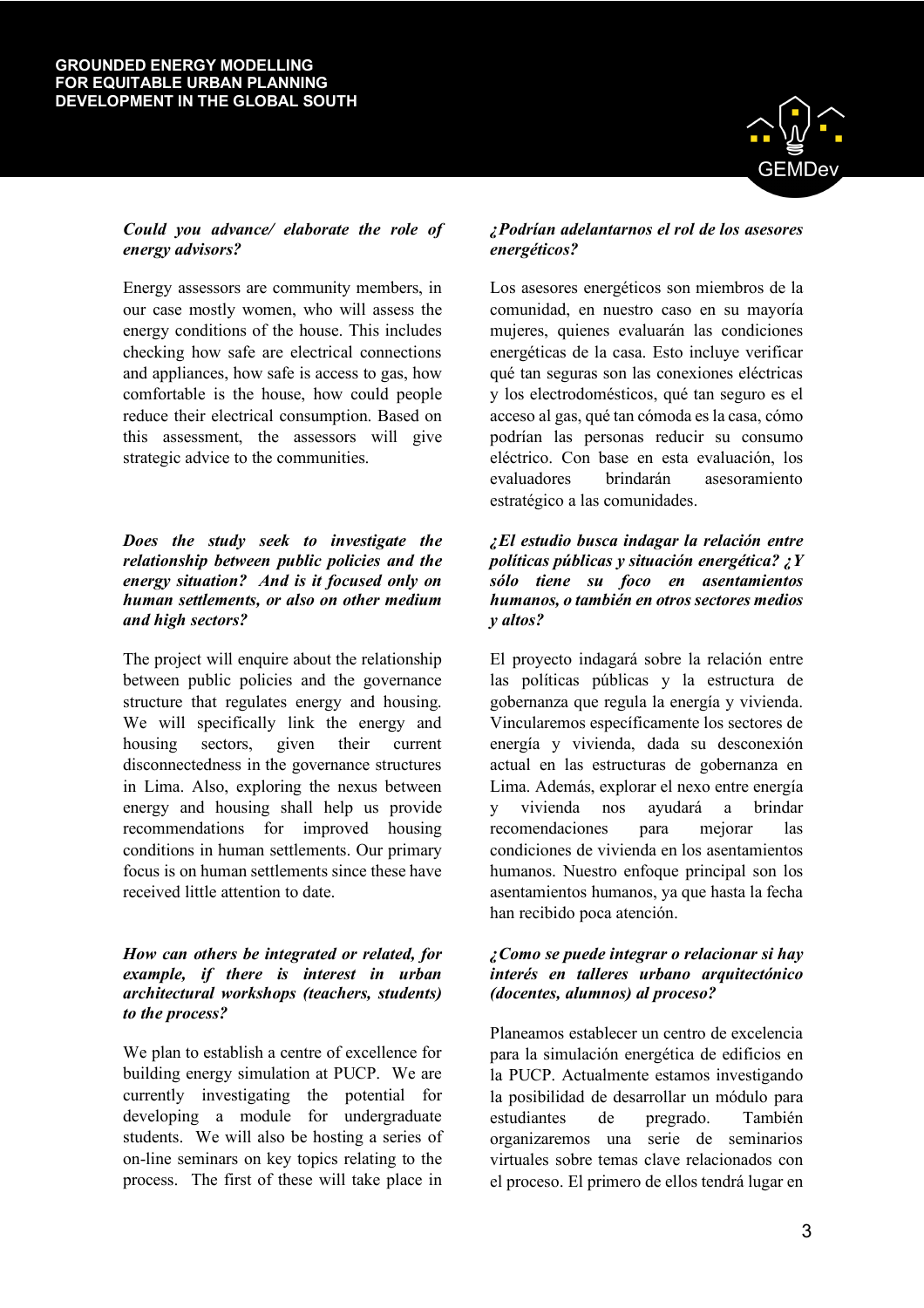***Could you advance/ elaborate the role of energy advisors?***

Energy assessors are community members, in our case mostly women, who will assess the energy conditions of the house. This includes checking how safe are electrical connections and appliances, how safe is access to gas, how comfortable is the house, how could people reduce their electrical consumption. Based on this assessment, the assessors will give strategic advice to the communities.

***Does the study seek to investigate the relationship between public policies and the energy situation? And is it focused only on human settlements, or also on other medium and high sectors?***

The project will enquire about the relationship between public policies and the governance structure that regulates energy and housing. We will specifically link the energy and housing sectors, given their current disconnectedness in the governance structures in Lima. Also, exploring the nexus between energy and housing shall help us provide recommendations for improved housing conditions in human settlements. Our primary focus is on human settlements since these have received little attention to date.

***How can others be integrated or related, for example, if there is interest in urban architectural workshops (teachers, students) to the process?***

We plan to establish a centre of excellence for building energy simulation at PUCP. We are currently investigating the potential for developing a module for undergraduate students. We will also be hosting a series of on-line seminars on key topics relating to the process. The first of these will take place in

***¿Podrían adelantarnos el rol de los asesores energéticos?***

Los asesores energéticos son miembros de la comunidad, en nuestro caso en su mayoría mujeres, quienes evaluarán las condiciones energéticas de la casa. Esto incluye verificar qué tan seguras son las conexiones eléctricas y los electrodomésticos, qué tan seguro es el acceso al gas, qué tan cómoda es la casa, cómo podrían las personas reducir su consumo eléctrico. Con base en esta evaluación, los evaluadores brindarán asesoramiento estratégico a las comunidades.

***¿El estudio busca indagar la relación entre políticas públicas y situación energética? ¿Y sólo tiene su foco en asentamientos humanos, o también en otros sectores medios y altos?***

El proyecto indagará sobre la relación entre las políticas públicas y la estructura de gobernanza que regula la energía y vivienda. Vincularemos específicamente los sectores de energía y vivienda, dada su desconexión actual en las estructuras de gobernanza en Lima. Además, explorar el nexo entre energía y vivienda nos ayudará a brindar recomendaciones para mejorar las condiciones de vivienda en los asentamientos humanos. Nuestro enfoque principal son los asentamientos humanos, ya que hasta la fecha han recibido poca atención.

***¿Como se puede integrar o relacionar si hay interés en talleres urbano arquitectónico (docentes, alumnos) al proceso?***

Planeamos establecer un centro de excelencia para la simulación energética de edificios en la PUCP. Actualmente estamos investigando la posibilidad de desarrollar un módulo para estudiantes de pregrado. También organizaremos una serie de seminarios virtuales sobre temas clave relacionados con el proceso. El primero de ellos tendrá lugar en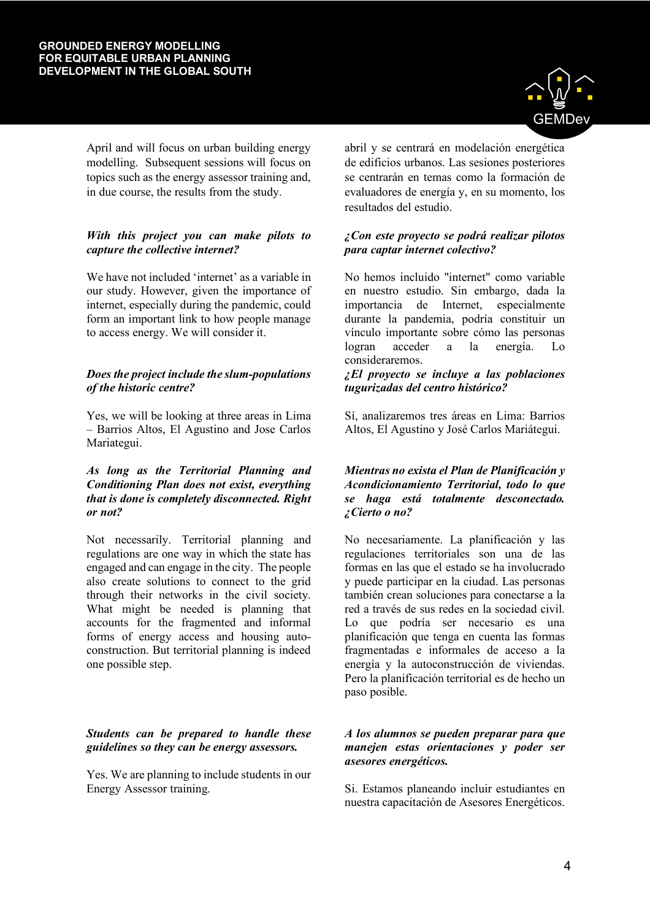April and will focus on urban building energy modelling. Subsequent sessions will focus on topics such as the energy assessor training and, in due course, the results from the study.

***With this project you can make pilots to capture the collective internet?***

We have not included 'internet' as a variable in our study. However, given the importance of internet, especially during the pandemic, could form an important link to how people manage to access energy. We will consider it.

***Does the project include the slum-populations of the historic centre?***

Yes, we will be looking at three areas in Lima – Barrios Altos, El Agustino and Jose Carlos Mariategui.

***As long as the Territorial Planning and Conditioning Plan does not exist, everything that is done is completely disconnected. Right or not?***

Not necessarily. Territorial planning and regulations are one way in which the state has engaged and can engage in the city. The people also create solutions to connect to the grid through their networks in the civil society. What might be needed is planning that accounts for the fragmented and informal forms of energy access and housing auto-construction. But territorial planning is indeed one possible step.

***Students can be prepared to handle these guidelines so they can be energy assessors.***

Yes. We are planning to include students in our Energy Assessor training.

abril y se centrará en modelación energética de edificios urbanos. Las sesiones posteriores se centrarán en temas como la formación de evaluadores de energía y, en su momento, los resultados del estudio.

***¿Con este proyecto se podrá realizar pilotos para captar internet colectivo?***

No hemos incluido "internet" como variable en nuestro estudio. Sin embargo, dada la importancia de Internet, especialmente durante la pandemia, podría constituir un vínculo importante sobre cómo las personas logran acceder a la energía. Lo consideraremos.

***¿El proyecto se incluye a las poblaciones tugurizadas del centro histórico?***

Sí, analizaremos tres áreas en Lima: Barrios Altos, El Agustino y José Carlos Mariátegui.

***Mientras no exista el Plan de Planificación y Acondicionamiento Territorial, todo lo que se haga está totalmente desconectado. ¿Cierto o no?***

No necesariamente. La planificación y las regulaciones territoriales son una de las formas en las que el estado se ha involucrado y puede participar en la ciudad. Las personas también crean soluciones para conectarse a la red a través de sus redes en la sociedad civil. Lo que podría ser necesario es una planificación que tenga en cuenta las formas fragmentadas e informales de acceso a la energía y la autoconstrucción de viviendas. Pero la planificación territorial es de hecho un paso posible.

***A los alumnos se pueden preparar para que manejen estas orientaciones y poder ser asesores energéticos.***

Si. Estamos planeando incluir estudiantes en nuestra capacitación de Asesores Energéticos.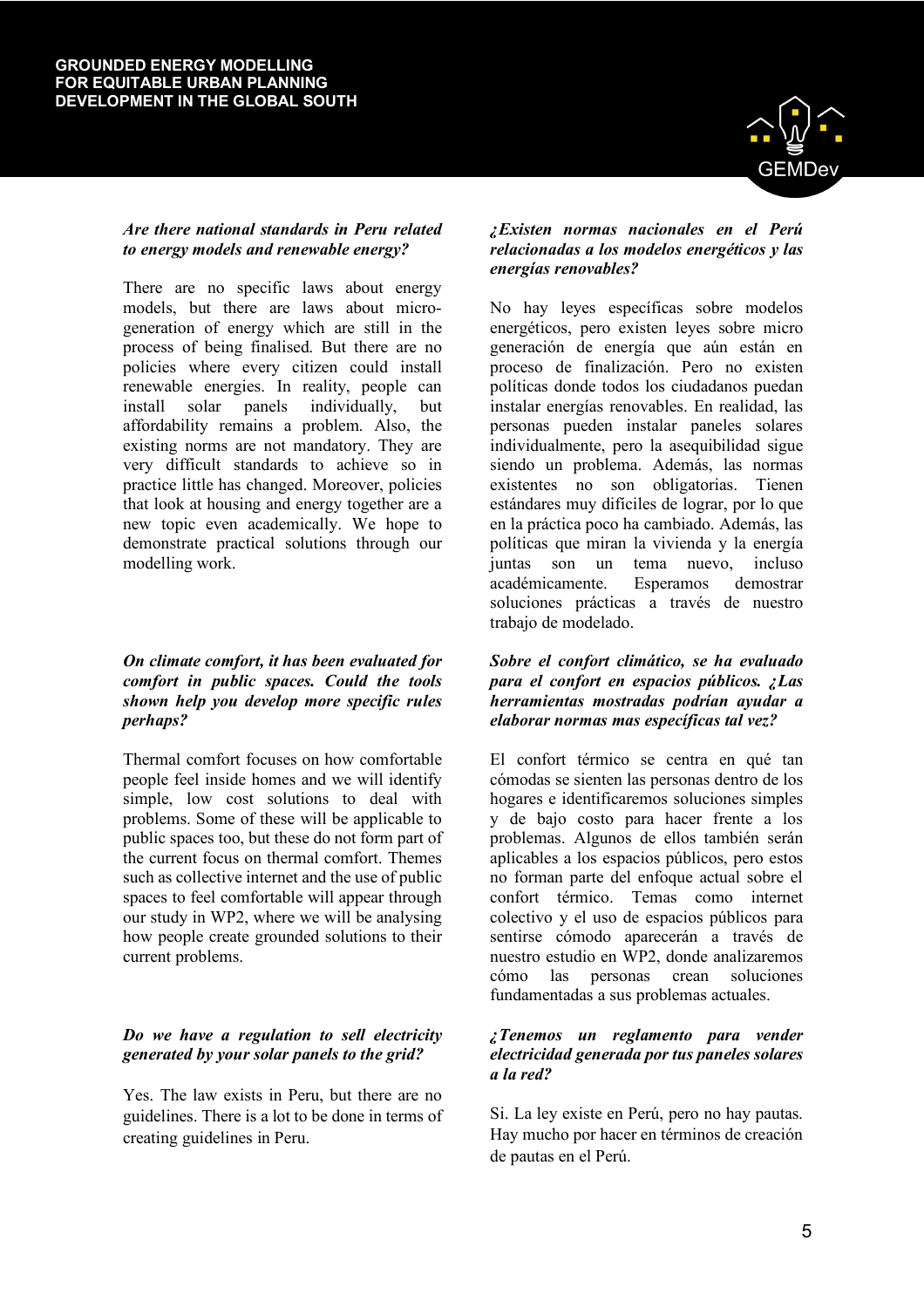***Are there national standards in Peru related to energy models and renewable energy?***

There are no specific laws about energy models, but there are laws about micro-generation of energy which are still in the process of being finalised. But there are no policies where every citizen could install renewable energies. In reality, people can install solar panels individually, but affordability remains a problem. Also, the existing norms are not mandatory. They are very difficult standards to achieve so in practice little has changed. Moreover, policies that look at housing and energy together are a new topic even academically. We hope to demonstrate practical solutions through our modelling work.

***On climate comfort, it has been evaluated for comfort in public spaces. Could the tools shown help you develop more specific rules perhaps?***

Thermal comfort focuses on how comfortable people feel inside homes and we will identify simple, low cost solutions to deal with problems. Some of these will be applicable to public spaces too, but these do not form part of the current focus on thermal comfort. Themes such as collective internet and the use of public spaces to feel comfortable will appear through our study in WP2, where we will be analysing how people create grounded solutions to their current problems.

***Do we have a regulation to sell electricity generated by your solar panels to the grid?***

Yes. The law exists in Peru, but there are no guidelines. There is a lot to be done in terms of creating guidelines in Peru.

***¿Existen normas nacionales en el Perú relacionadas a los modelos energéticos y las energías renovables?***

No hay leyes específicas sobre modelos energéticos, pero existen leyes sobre micro generación de energía que aún están en proceso de finalización. Pero no existen políticas donde todos los ciudadanos puedan instalar energías renovables. En realidad, las personas pueden instalar paneles solares individualmente, pero la asequibilidad sigue siendo un problema. Además, las normas existentes no son obligatorias. Tienen estándares muy difíciles de lograr, por lo que en la práctica poco ha cambiado. Además, las políticas que miran la vivienda y la energía juntas son un tema nuevo, incluso académicamente. Esperamos demostrar soluciones prácticas a través de nuestro trabajo de modelado.

***Sobre el confort climático, se ha evaluado para el confort en espacios públicos. ¿Las herramientas mostradas podrían ayudar a elaborar normas mas específicas tal vez?***

El confort térmico se centra en qué tan cómodas se sienten las personas dentro de los hogares e identificaremos soluciones simples y de bajo costo para hacer frente a los problemas. Algunos de ellos también serán aplicables a los espacios públicos, pero estos no forman parte del enfoque actual sobre el confort térmico. Temas como internet colectivo y el uso de espacios públicos para sentirse cómodo aparecerán a través de nuestro estudio en WP2, donde analizaremos cómo las personas crean soluciones fundamentadas a sus problemas actuales.

***¿Tenemos un reglamento para vender electricidad generada por tus paneles solares a la red?***

Si. La ley existe en Perú, pero no hay pautas. Hay mucho por hacer en términos de creación de pautas en el Perú.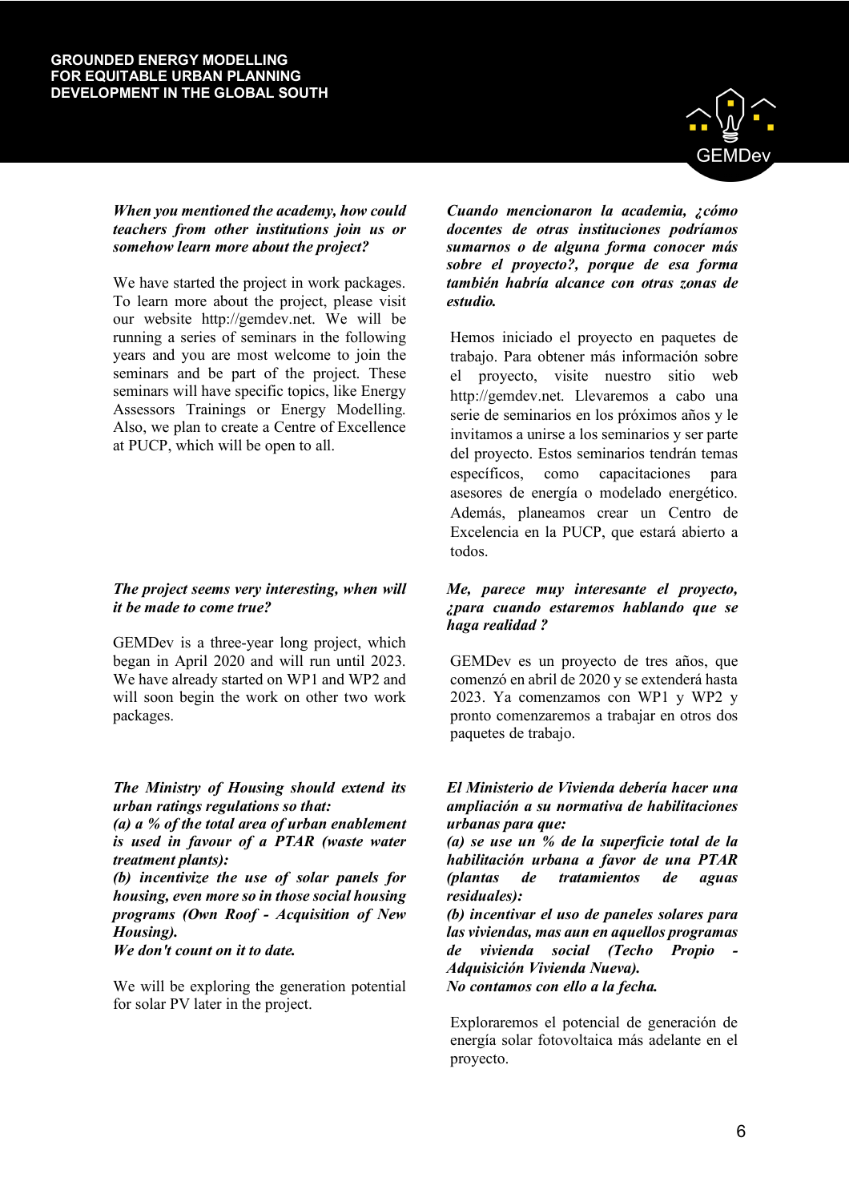***When you mentioned the academy, how could teachers from other institutions join us or somehow learn more about the project?***

We have started the project in work packages. To learn more about the project, please visit our website http://gemdev.net. We will be running a series of seminars in the following years and you are most welcome to join the seminars and be part of the project. These seminars will have specific topics, like Energy Assessors Trainings or Energy Modelling. Also, we plan to create a Centre of Excellence at PUCP, which will be open to all.

***The project seems very interesting, when will it be made to come true?***

GEMDev is a three-year long project, which began in April 2020 and will run until 2023. We have already started on WP1 and WP2 and will soon begin the work on other two work packages.

***The Ministry of Housing should extend its urban ratings regulations so that:***
***(a) a % of the total area of urban enablement is used in favour of a PTAR (waste water treatment plants):***
***(b) incentivize the use of solar panels for housing, even more so in those social housing programs (Own Roof - Acquisition of New Housing).***
***We don't count on it to date.***

We will be exploring the generation potential for solar PV later in the project.

***Cuando mencionaron la academia, ¿cómo docentes de otras instituciones podríamos sumarnos o de alguna forma conocer más sobre el proyecto?, porque de esa forma también habría alcance con otras zonas de estudio.***

Hemos iniciado el proyecto en paquetes de trabajo. Para obtener más información sobre el proyecto, visite nuestro sitio web http://gemdev.net. Llevaremos a cabo una serie de seminarios en los próximos años y le invitamos a unirse a los seminarios y ser parte del proyecto. Estos seminarios tendrán temas específicos, como capacitaciones para asesores de energía o modelado energético. Además, planeamos crear un Centro de Excelencia en la PUCP, que estará abierto a todos.

***Me, parece muy interesante el proyecto, ¿para cuando estaremos hablando que se haga realidad ?***

GEMDev es un proyecto de tres años, que comenzó en abril de 2020 y se extenderá hasta 2023. Ya comenzamos con WP1 y WP2 y pronto comenzaremos a trabajar en otros dos paquetes de trabajo.

***El Ministerio de Vivienda debería hacer una ampliación a su normativa de habilitaciones urbanas para que:***
***(a) se use un % de la superficie total de la habilitación urbana a favor de una PTAR (plantas de tratamientos de aguas residuales):***
***(b) incentivar el uso de paneles solares para las viviendas, mas aun en aquellos programas de vivienda social (Techo Propio - Adquisición Vivienda Nueva).***
***No contamos con ello a la fecha.***

Exploraremos el potencial de generación de energía solar fotovoltaica más adelante en el proyecto.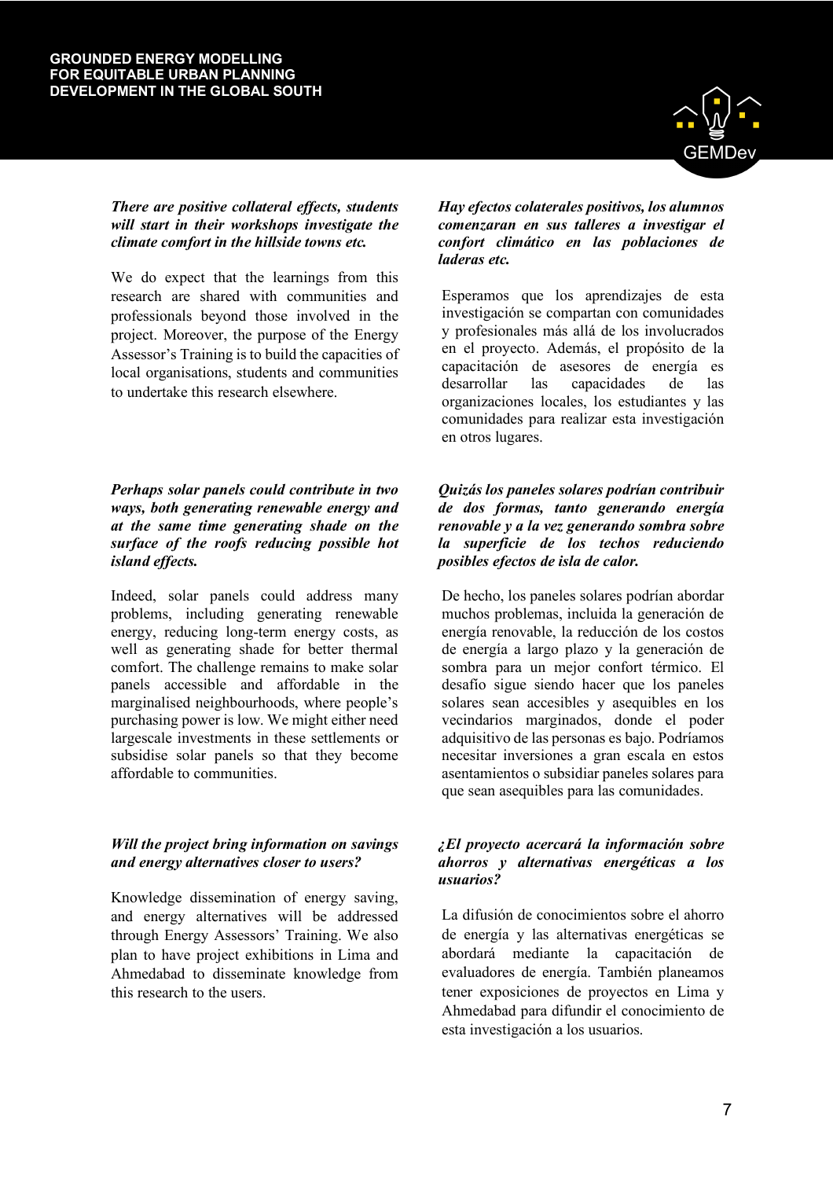***There are positive collateral effects, students will start in their workshops investigate the climate comfort in the hillside towns etc.***

We do expect that the learnings from this research are shared with communities and professionals beyond those involved in the project. Moreover, the purpose of the Energy Assessor's Training is to build the capacities of local organisations, students and communities to undertake this research elsewhere.

***Perhaps solar panels could contribute in two ways, both generating renewable energy and at the same time generating shade on the surface of the roofs reducing possible hot island effects.***

Indeed, solar panels could address many problems, including generating renewable energy, reducing long-term energy costs, as well as generating shade for better thermal comfort. The challenge remains to make solar panels accessible and affordable in the marginalised neighbourhoods, where people's purchasing power is low. We might either need largescale investments in these settlements or subsidise solar panels so that they become affordable to communities.

***Will the project bring information on savings and energy alternatives closer to users?***

Knowledge dissemination of energy saving, and energy alternatives will be addressed through Energy Assessors' Training. We also plan to have project exhibitions in Lima and Ahmedabad to disseminate knowledge from this research to the users.

***Hay efectos colaterales positivos, los alumnos comenzaran en sus talleres a investigar el confort climático en las poblaciones de laderas etc.***

Esperamos que los aprendizajes de esta investigación se compartan con comunidades y profesionales más allá de los involucrados en el proyecto. Además, el propósito de la capacitación de asesores de energía es desarrollar las capacidades de las organizaciones locales, los estudiantes y las comunidades para realizar esta investigación en otros lugares.

***Quizás los paneles solares podrían contribuir de dos formas, tanto generando energía renovable y a la vez generando sombra sobre la superficie de los techos reduciendo posibles efectos de isla de calor.***

De hecho, los paneles solares podrían abordar muchos problemas, incluida la generación de energía renovable, la reducción de los costos de energía a largo plazo y la generación de sombra para un mejor confort térmico. El desafío sigue siendo hacer que los paneles solares sean accesibles y asequibles en los vecindarios marginados, donde el poder adquisitivo de las personas es bajo. Podríamos necesitar inversiones a gran escala en estos asentamientos o subsidiar paneles solares para que sean asequibles para las comunidades.

***¿El proyecto acercará la información sobre ahorros y alternativas energéticas a los usuarios?***

La difusión de conocimientos sobre el ahorro de energía y las alternativas energéticas se abordará mediante la capacitación de evaluadores de energía. También planeamos tener exposiciones de proyectos en Lima y Ahmedabad para difundir el conocimiento de esta investigación a los usuarios.